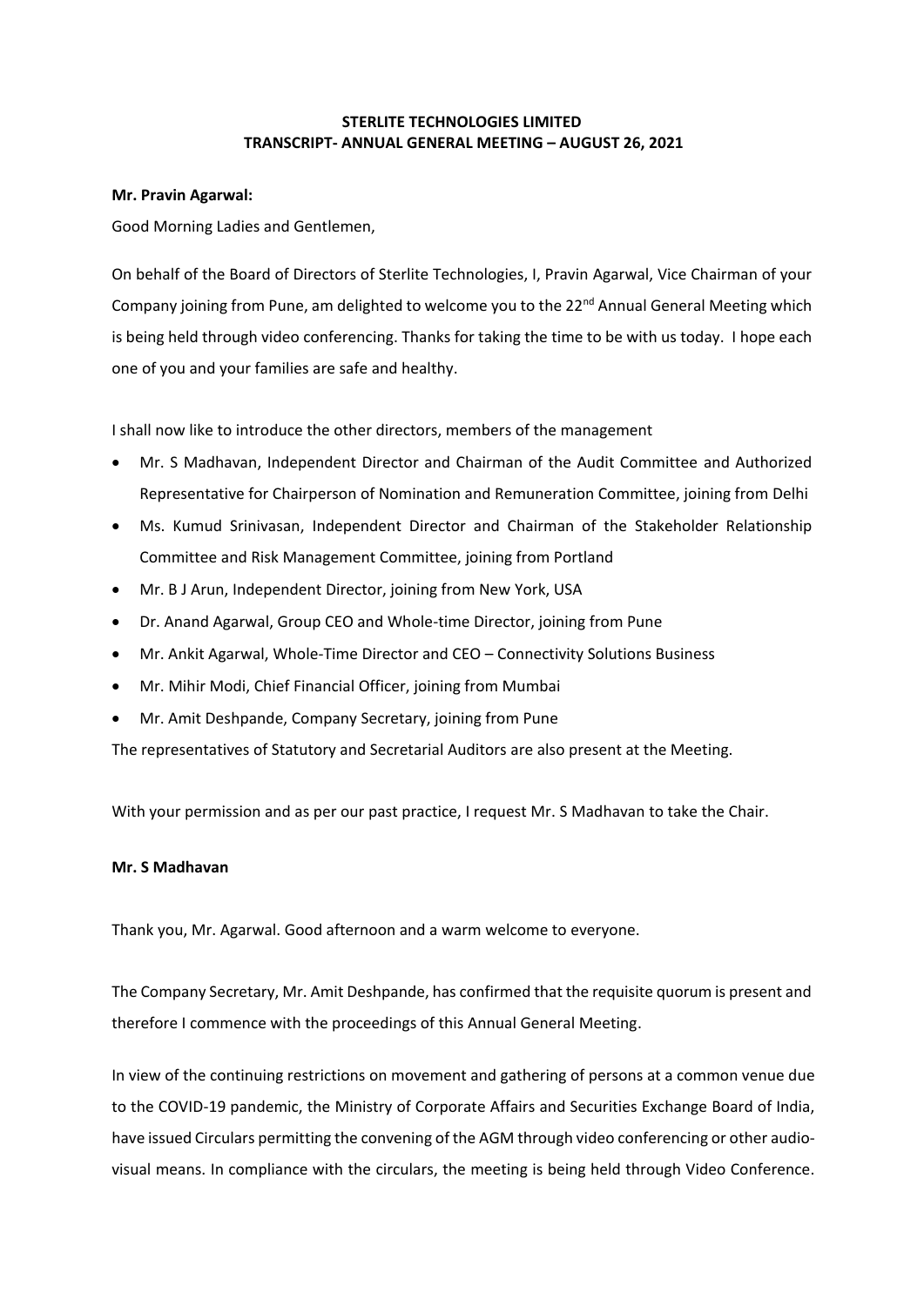# STERLITE TECHNOLOGIES LIMITED
## TRANSCRIPT- ANNUAL GENERAL MEETING – AUGUST 26, 2021

**Mr. Pravin Agarwal:**

Good Morning Ladies and Gentlemen,

On behalf of the Board of Directors of Sterlite Technologies, I, Pravin Agarwal, Vice Chairman of your Company joining from Pune, am delighted to welcome you to the 22nd Annual General Meeting which is being held through video conferencing. Thanks for taking the time to be with us today. I hope each one of you and your families are safe and healthy.

I shall now like to introduce the other directors, members of the management

- Mr. S Madhavan, Independent Director and Chairman of the Audit Committee and Authorized Representative for Chairperson of Nomination and Remuneration Committee, joining from Delhi
- Ms. Kumud Srinivasan, Independent Director and Chairman of the Stakeholder Relationship Committee and Risk Management Committee, joining from Portland
- Mr. B J Arun, Independent Director, joining from New York, USA
- Dr. Anand Agarwal, Group CEO and Whole-time Director, joining from Pune
- Mr. Ankit Agarwal, Whole-Time Director and CEO – Connectivity Solutions Business
- Mr. Mihir Modi, Chief Financial Officer, joining from Mumbai
- Mr. Amit Deshpande, Company Secretary, joining from Pune

The representatives of Statutory and Secretarial Auditors are also present at the Meeting.

With your permission and as per our past practice, I request Mr. S Madhavan to take the Chair.

**Mr. S Madhavan**

Thank you, Mr. Agarwal. Good afternoon and a warm welcome to everyone.

The Company Secretary, Mr. Amit Deshpande, has confirmed that the requisite quorum is present and therefore I commence with the proceedings of this Annual General Meeting.

In view of the continuing restrictions on movement and gathering of persons at a common venue due to the COVID-19 pandemic, the Ministry of Corporate Affairs and Securities Exchange Board of India, have issued Circulars permitting the convening of the AGM through video conferencing or other audio-visual means. In compliance with the circulars, the meeting is being held through Video Conference.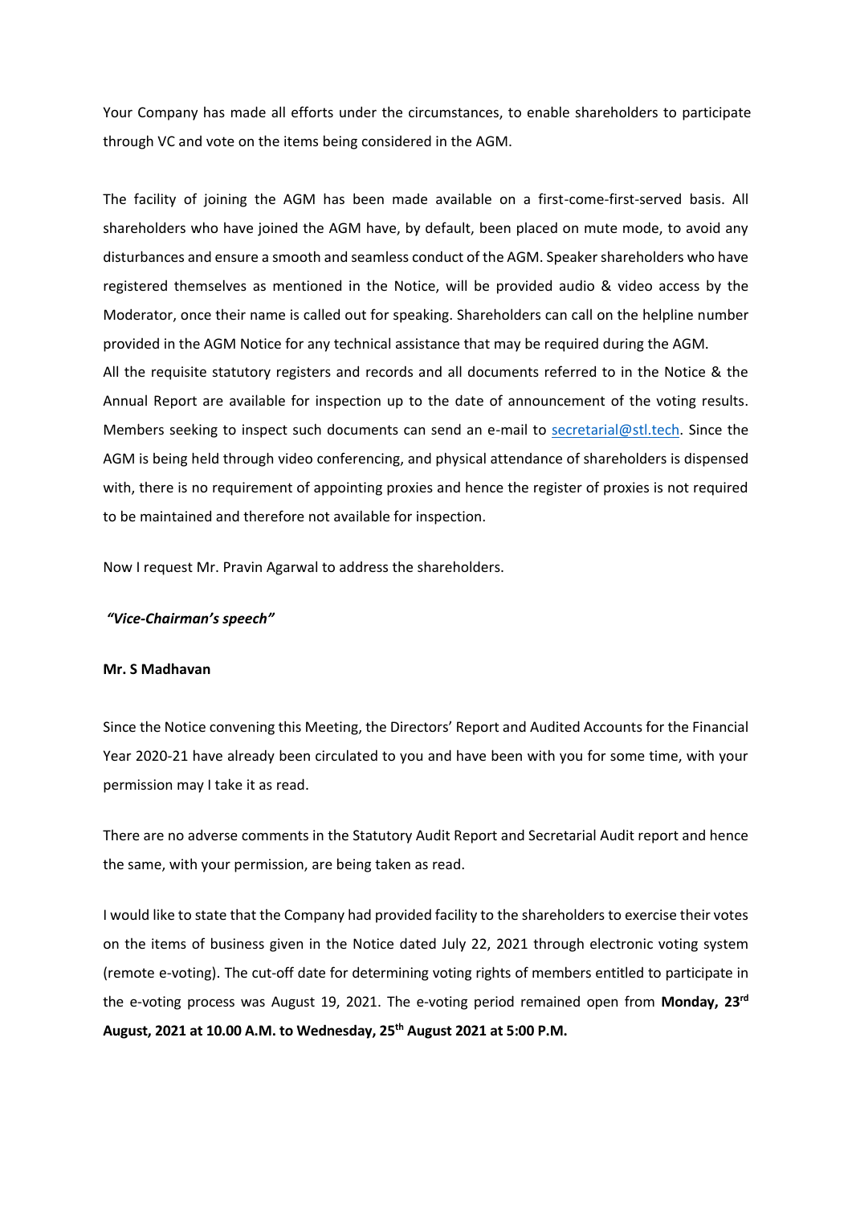Your Company has made all efforts under the circumstances, to enable shareholders to participate through VC and vote on the items being considered in the AGM.

The facility of joining the AGM has been made available on a first-come-first-served basis. All shareholders who have joined the AGM have, by default, been placed on mute mode, to avoid any disturbances and ensure a smooth and seamless conduct of the AGM. Speaker shareholders who have registered themselves as mentioned in the Notice, will be provided audio & video access by the Moderator, once their name is called out for speaking. Shareholders can call on the helpline number provided in the AGM Notice for any technical assistance that may be required during the AGM.
All the requisite statutory registers and records and all documents referred to in the Notice & the Annual Report are available for inspection up to the date of announcement of the voting results. Members seeking to inspect such documents can send an e-mail to secretarial@stl.tech. Since the AGM is being held through video conferencing, and physical attendance of shareholders is dispensed with, there is no requirement of appointing proxies and hence the register of proxies is not required to be maintained and therefore not available for inspection.

Now I request Mr. Pravin Agarwal to address the shareholders.

***"Vice-Chairman's speech"***

**Mr. S Madhavan**

Since the Notice convening this Meeting, the Directors' Report and Audited Accounts for the Financial Year 2020-21 have already been circulated to you and have been with you for some time, with your permission may I take it as read.

There are no adverse comments in the Statutory Audit Report and Secretarial Audit report and hence the same, with your permission, are being taken as read.

I would like to state that the Company had provided facility to the shareholders to exercise their votes on the items of business given in the Notice dated July 22, 2021 through electronic voting system (remote e-voting). The cut-off date for determining voting rights of members entitled to participate in the e-voting process was August 19, 2021. The e-voting period remained open from **Monday, 23rd August, 2021 at 10.00 A.M. to Wednesday, 25th August 2021 at 5:00 P.M.**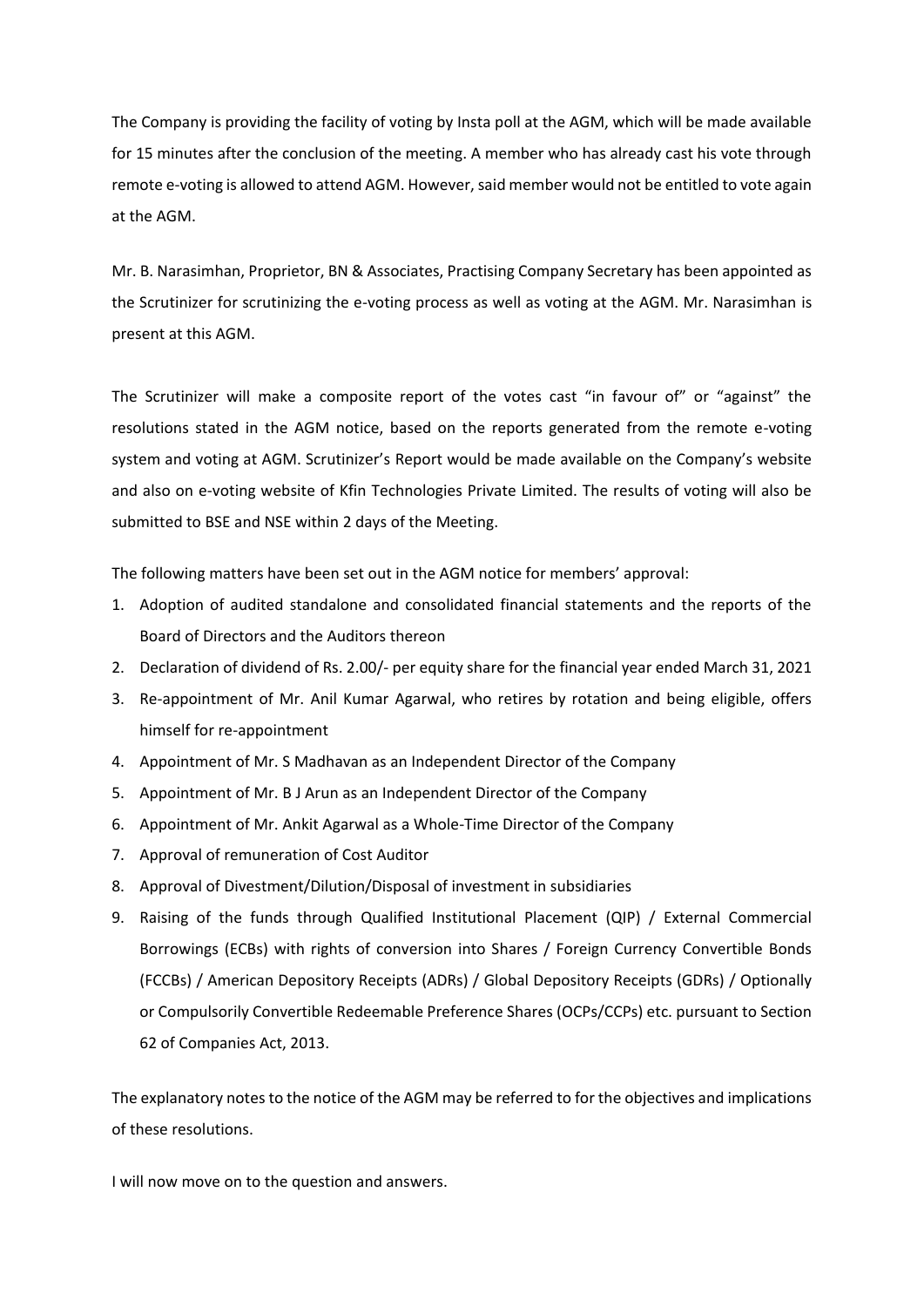The Company is providing the facility of voting by Insta poll at the AGM, which will be made available for 15 minutes after the conclusion of the meeting. A member who has already cast his vote through remote e-voting is allowed to attend AGM. However, said member would not be entitled to vote again at the AGM.

Mr. B. Narasimhan, Proprietor, BN & Associates, Practising Company Secretary has been appointed as the Scrutinizer for scrutinizing the e-voting process as well as voting at the AGM. Mr. Narasimhan is present at this AGM.

The Scrutinizer will make a composite report of the votes cast "in favour of" or "against" the resolutions stated in the AGM notice, based on the reports generated from the remote e-voting system and voting at AGM. Scrutinizer's Report would be made available on the Company's website and also on e-voting website of Kfin Technologies Private Limited. The results of voting will also be submitted to BSE and NSE within 2 days of the Meeting.

The following matters have been set out in the AGM notice for members' approval:

1. Adoption of audited standalone and consolidated financial statements and the reports of the Board of Directors and the Auditors thereon
2. Declaration of dividend of Rs. 2.00/- per equity share for the financial year ended March 31, 2021
3. Re-appointment of Mr. Anil Kumar Agarwal, who retires by rotation and being eligible, offers himself for re-appointment
4. Appointment of Mr. S Madhavan as an Independent Director of the Company
5. Appointment of Mr. B J Arun as an Independent Director of the Company
6. Appointment of Mr. Ankit Agarwal as a Whole-Time Director of the Company
7. Approval of remuneration of Cost Auditor
8. Approval of Divestment/Dilution/Disposal of investment in subsidiaries
9. Raising of the funds through Qualified Institutional Placement (QIP) / External Commercial Borrowings (ECBs) with rights of conversion into Shares / Foreign Currency Convertible Bonds (FCCBs) / American Depository Receipts (ADRs) / Global Depository Receipts (GDRs) / Optionally or Compulsorily Convertible Redeemable Preference Shares (OCPs/CCPs) etc. pursuant to Section 62 of Companies Act, 2013.

The explanatory notes to the notice of the AGM may be referred to for the objectives and implications of these resolutions.

I will now move on to the question and answers.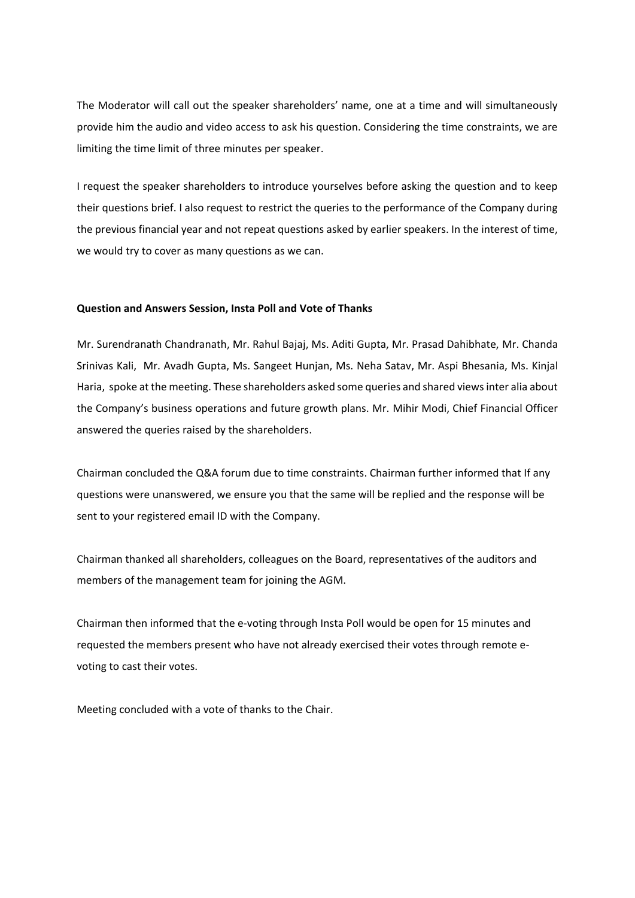The Moderator will call out the speaker shareholders' name, one at a time and will simultaneously provide him the audio and video access to ask his question. Considering the time constraints, we are limiting the time limit of three minutes per speaker.

I request the speaker shareholders to introduce yourselves before asking the question and to keep their questions brief. I also request to restrict the queries to the performance of the Company during the previous financial year and not repeat questions asked by earlier speakers. In the interest of time, we would try to cover as many questions as we can.

**Question and Answers Session, Insta Poll and Vote of Thanks**

Mr. Surendranath Chandranath, Mr. Rahul Bajaj, Ms. Aditi Gupta, Mr. Prasad Dahibhate, Mr. Chanda Srinivas Kali, Mr. Avadh Gupta, Ms. Sangeet Hunjan, Ms. Neha Satav, Mr. Aspi Bhesania, Ms. Kinjal Haria, spoke at the meeting. These shareholders asked some queries and shared views inter alia about the Company's business operations and future growth plans. Mr. Mihir Modi, Chief Financial Officer answered the queries raised by the shareholders.

Chairman concluded the Q&A forum due to time constraints. Chairman further informed that If any questions were unanswered, we ensure you that the same will be replied and the response will be sent to your registered email ID with the Company.

Chairman thanked all shareholders, colleagues on the Board, representatives of the auditors and members of the management team for joining the AGM.

Chairman then informed that the e-voting through Insta Poll would be open for 15 minutes and requested the members present who have not already exercised their votes through remote e-voting to cast their votes.

Meeting concluded with a vote of thanks to the Chair.